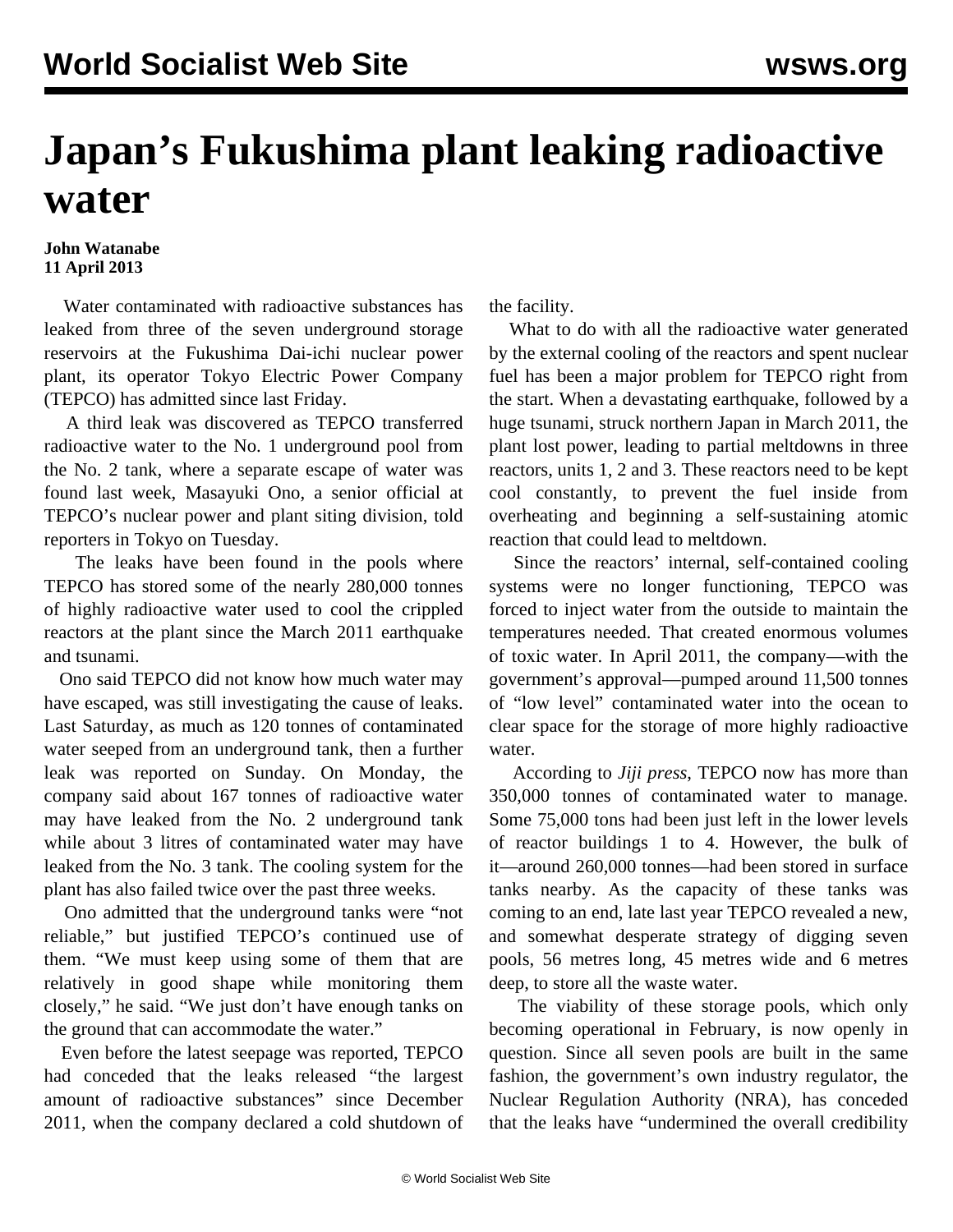# Japan's Fukushima plant leaking radioactive water

**John Watanabe**
**11 April 2013**

Water contaminated with radioactive substances has leaked from three of the seven underground storage reservoirs at the Fukushima Dai-ichi nuclear power plant, its operator Tokyo Electric Power Company (TEPCO) has admitted since last Friday.

A third leak was discovered as TEPCO transferred radioactive water to the No. 1 underground pool from the No. 2 tank, where a separate escape of water was found last week, Masayuki Ono, a senior official at TEPCO's nuclear power and plant siting division, told reporters in Tokyo on Tuesday.

The leaks have been found in the pools where TEPCO has stored some of the nearly 280,000 tonnes of highly radioactive water used to cool the crippled reactors at the plant since the March 2011 earthquake and tsunami.

Ono said TEPCO did not know how much water may have escaped, was still investigating the cause of leaks. Last Saturday, as much as 120 tonnes of contaminated water seeped from an underground tank, then a further leak was reported on Sunday. On Monday, the company said about 167 tonnes of radioactive water may have leaked from the No. 2 underground tank while about 3 litres of contaminated water may have leaked from the No. 3 tank. The cooling system for the plant has also failed twice over the past three weeks.

Ono admitted that the underground tanks were "not reliable," but justified TEPCO's continued use of them. "We must keep using some of them that are relatively in good shape while monitoring them closely," he said. "We just don't have enough tanks on the ground that can accommodate the water."

Even before the latest seepage was reported, TEPCO had conceded that the leaks released "the largest amount of radioactive substances" since December 2011, when the company declared a cold shutdown of the facility.

What to do with all the radioactive water generated by the external cooling of the reactors and spent nuclear fuel has been a major problem for TEPCO right from the start. When a devastating earthquake, followed by a huge tsunami, struck northern Japan in March 2011, the plant lost power, leading to partial meltdowns in three reactors, units 1, 2 and 3. These reactors need to be kept cool constantly, to prevent the fuel inside from overheating and beginning a self-sustaining atomic reaction that could lead to meltdown.

Since the reactors' internal, self-contained cooling systems were no longer functioning, TEPCO was forced to inject water from the outside to maintain the temperatures needed. That created enormous volumes of toxic water. In April 2011, the company—with the government's approval—pumped around 11,500 tonnes of "low level" contaminated water into the ocean to clear space for the storage of more highly radioactive water.

According to *Jiji press*, TEPCO now has more than 350,000 tonnes of contaminated water to manage. Some 75,000 tons had been just left in the lower levels of reactor buildings 1 to 4. However, the bulk of it—around 260,000 tonnes—had been stored in surface tanks nearby. As the capacity of these tanks was coming to an end, late last year TEPCO revealed a new, and somewhat desperate strategy of digging seven pools, 56 metres long, 45 metres wide and 6 metres deep, to store all the waste water.

The viability of these storage pools, which only becoming operational in February, is now openly in question. Since all seven pools are built in the same fashion, the government's own industry regulator, the Nuclear Regulation Authority (NRA), has conceded that the leaks have "undermined the overall credibility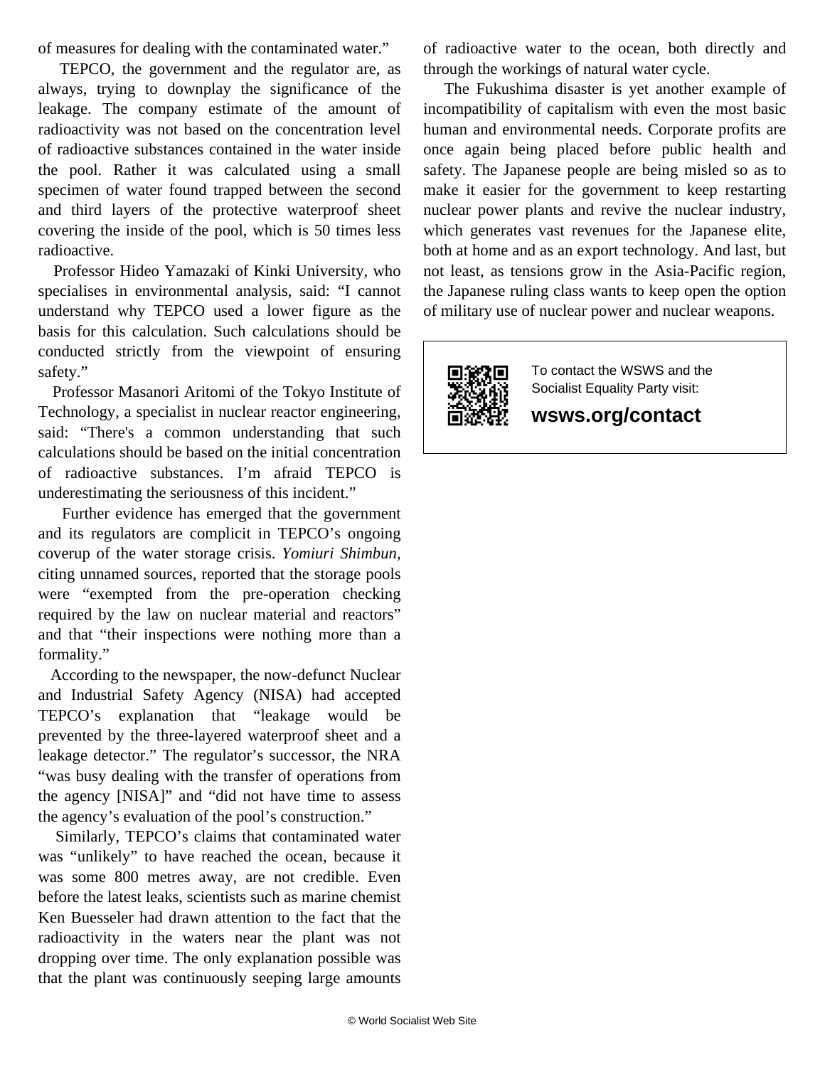of measures for dealing with the contaminated water."

TEPCO, the government and the regulator are, as always, trying to downplay the significance of the leakage. The company estimate of the amount of radioactivity was not based on the concentration level of radioactive substances contained in the water inside the pool. Rather it was calculated using a small specimen of water found trapped between the second and third layers of the protective waterproof sheet covering the inside of the pool, which is 50 times less radioactive.

Professor Hideo Yamazaki of Kinki University, who specialises in environmental analysis, said: "I cannot understand why TEPCO used a lower figure as the basis for this calculation. Such calculations should be conducted strictly from the viewpoint of ensuring safety."

Professor Masanori Aritomi of the Tokyo Institute of Technology, a specialist in nuclear reactor engineering, said: "There's a common understanding that such calculations should be based on the initial concentration of radioactive substances. I'm afraid TEPCO is underestimating the seriousness of this incident."

Further evidence has emerged that the government and its regulators are complicit in TEPCO's ongoing coverup of the water storage crisis. *Yomiuri Shimbun*, citing unnamed sources, reported that the storage pools were "exempted from the pre-operation checking required by the law on nuclear material and reactors" and that "their inspections were nothing more than a formality."

According to the newspaper, the now-defunct Nuclear and Industrial Safety Agency (NISA) had accepted TEPCO's explanation that "leakage would be prevented by the three-layered waterproof sheet and a leakage detector." The regulator's successor, the NRA "was busy dealing with the transfer of operations from the agency [NISA]" and "did not have time to assess the agency's evaluation of the pool's construction."

Similarly, TEPCO's claims that contaminated water was "unlikely" to have reached the ocean, because it was some 800 metres away, are not credible. Even before the latest leaks, scientists such as marine chemist Ken Buesseler had drawn attention to the fact that the radioactivity in the waters near the plant was not dropping over time. The only explanation possible was that the plant was continuously seeping large amounts of radioactive water to the ocean, both directly and through the workings of natural water cycle.

The Fukushima disaster is yet another example of incompatibility of capitalism with even the most basic human and environmental needs. Corporate profits are once again being placed before public health and safety. The Japanese people are being misled so as to make it easier for the government to keep restarting nuclear power plants and revive the nuclear industry, which generates vast revenues for the Japanese elite, both at home and as an export technology. And last, but not least, as tensions grow in the Asia-Pacific region, the Japanese ruling class wants to keep open the option of military use of nuclear power and nuclear weapons.

To contact the WSWS and the Socialist Equality Party visit:

**wsws.org/contact**